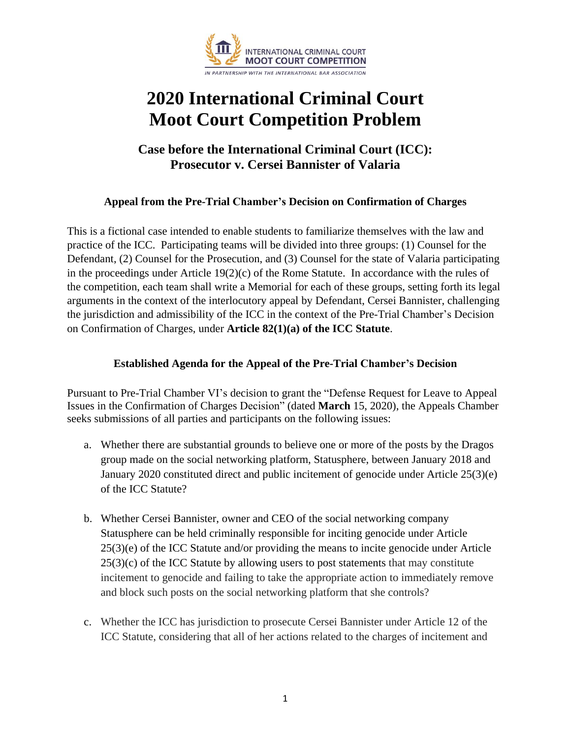INTERNATIONAL CRIMINAL COURT
MOOT COURT COMPETITION
*IN PARTNERSHIP WITH THE INTERNATIONAL BAR ASSOCIATION*

# 2020 International Criminal Court Moot Court Competition Problem

## Case before the International Criminal Court (ICC): Prosecutor v. Cersei Bannister of Valaria

### Appeal from the Pre-Trial Chamber's Decision on Confirmation of Charges

This is a fictional case intended to enable students to familiarize themselves with the law and practice of the ICC. Participating teams will be divided into three groups: (1) Counsel for the Defendant, (2) Counsel for the Prosecution, and (3) Counsel for the state of Valaria participating in the proceedings under Article 19(2)(c) of the Rome Statute. In accordance with the rules of the competition, each team shall write a Memorial for each of these groups, setting forth its legal arguments in the context of the interlocutory appeal by Defendant, Cersei Bannister, challenging the jurisdiction and admissibility of the ICC in the context of the Pre-Trial Chamber's Decision on Confirmation of Charges, under **Article 82(1)(a) of the ICC Statute**.

### Established Agenda for the Appeal of the Pre-Trial Chamber's Decision

Pursuant to Pre-Trial Chamber VI's decision to grant the "Defense Request for Leave to Appeal Issues in the Confirmation of Charges Decision" (dated **March** 15, 2020), the Appeals Chamber seeks submissions of all parties and participants on the following issues:

a. Whether there are substantial grounds to believe one or more of the posts by the Dragos group made on the social networking platform, Statusphere, between January 2018 and January 2020 constituted direct and public incitement of genocide under Article 25(3)(e) of the ICC Statute?

b. Whether Cersei Bannister, owner and CEO of the social networking company Statusphere can be held criminally responsible for inciting genocide under Article 25(3)(e) of the ICC Statute and/or providing the means to incite genocide under Article 25(3)(c) of the ICC Statute by allowing users to post statements that may constitute incitement to genocide and failing to take the appropriate action to immediately remove and block such posts on the social networking platform that she controls?

c. Whether the ICC has jurisdiction to prosecute Cersei Bannister under Article 12 of the ICC Statute, considering that all of her actions related to the charges of incitement and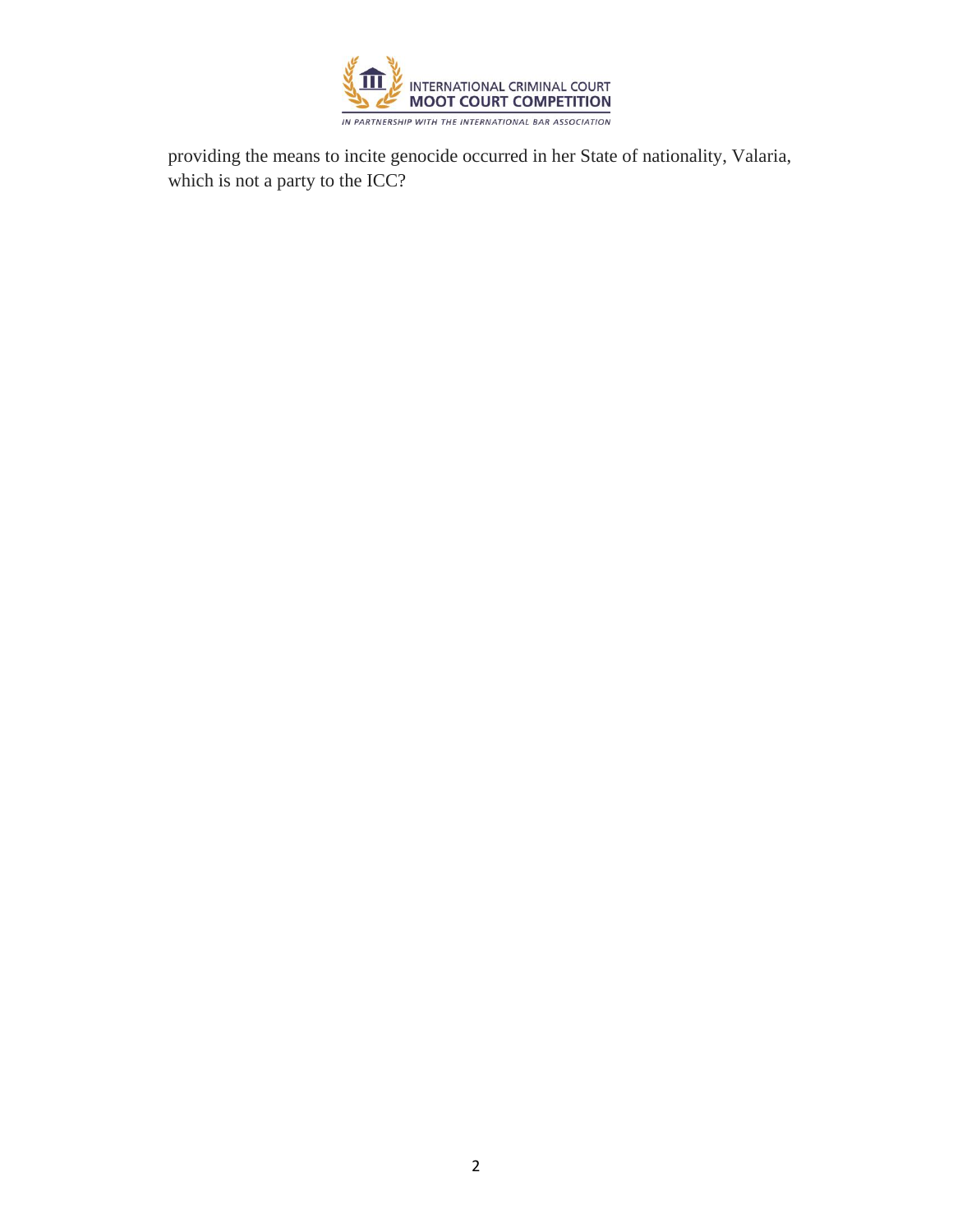providing the means to incite genocide occurred in her State of nationality, Valaria, which is not a party to the ICC?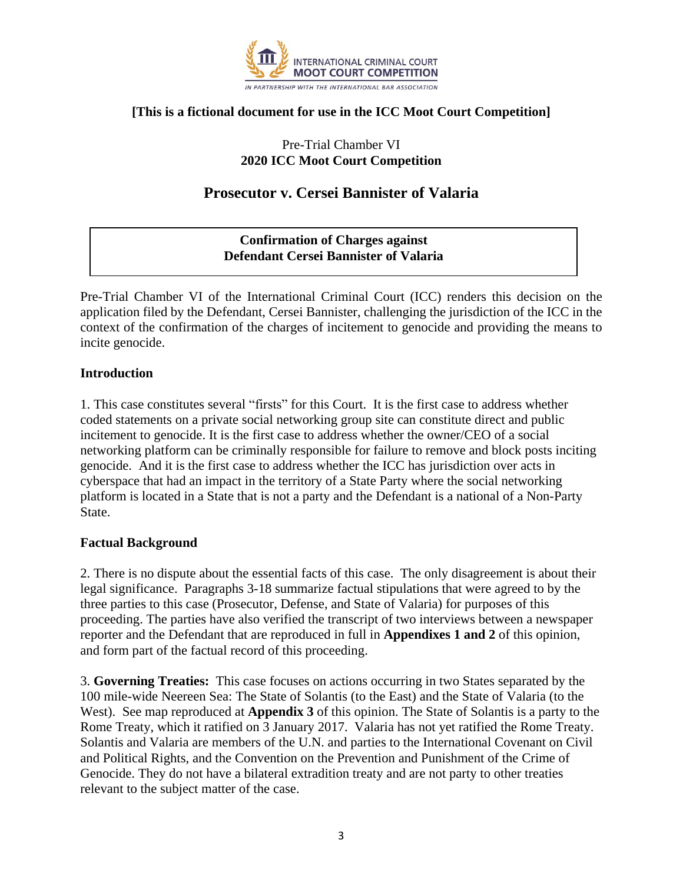**[This is a fictional document for use in the ICC Moot Court Competition]**

Pre-Trial Chamber VI
**2020 ICC Moot Court Competition**

# Prosecutor v. Cersei Bannister of Valaria

**Confirmation of Charges against**
**Defendant Cersei Bannister of Valaria**

Pre-Trial Chamber VI of the International Criminal Court (ICC) renders this decision on the application filed by the Defendant, Cersei Bannister, challenging the jurisdiction of the ICC in the context of the confirmation of the charges of incitement to genocide and providing the means to incite genocide.

## Introduction

1. This case constitutes several "firsts" for this Court. It is the first case to address whether coded statements on a private social networking group site can constitute direct and public incitement to genocide. It is the first case to address whether the owner/CEO of a social networking platform can be criminally responsible for failure to remove and block posts inciting genocide. And it is the first case to address whether the ICC has jurisdiction over acts in cyberspace that had an impact in the territory of a State Party where the social networking platform is located in a State that is not a party and the Defendant is a national of a Non-Party State.

## Factual Background

2. There is no dispute about the essential facts of this case. The only disagreement is about their legal significance. Paragraphs 3-18 summarize factual stipulations that were agreed to by the three parties to this case (Prosecutor, Defense, and State of Valaria) for purposes of this proceeding. The parties have also verified the transcript of two interviews between a newspaper reporter and the Defendant that are reproduced in full in **Appendixes 1 and 2** of this opinion, and form part of the factual record of this proceeding.

3. **Governing Treaties:** This case focuses on actions occurring in two States separated by the 100 mile-wide Neereen Sea: The State of Solantis (to the East) and the State of Valaria (to the West). See map reproduced at **Appendix 3** of this opinion. The State of Solantis is a party to the Rome Treaty, which it ratified on 3 January 2017. Valaria has not yet ratified the Rome Treaty. Solantis and Valaria are members of the U.N. and parties to the International Covenant on Civil and Political Rights, and the Convention on the Prevention and Punishment of the Crime of Genocide. They do not have a bilateral extradition treaty and are not party to other treaties relevant to the subject matter of the case.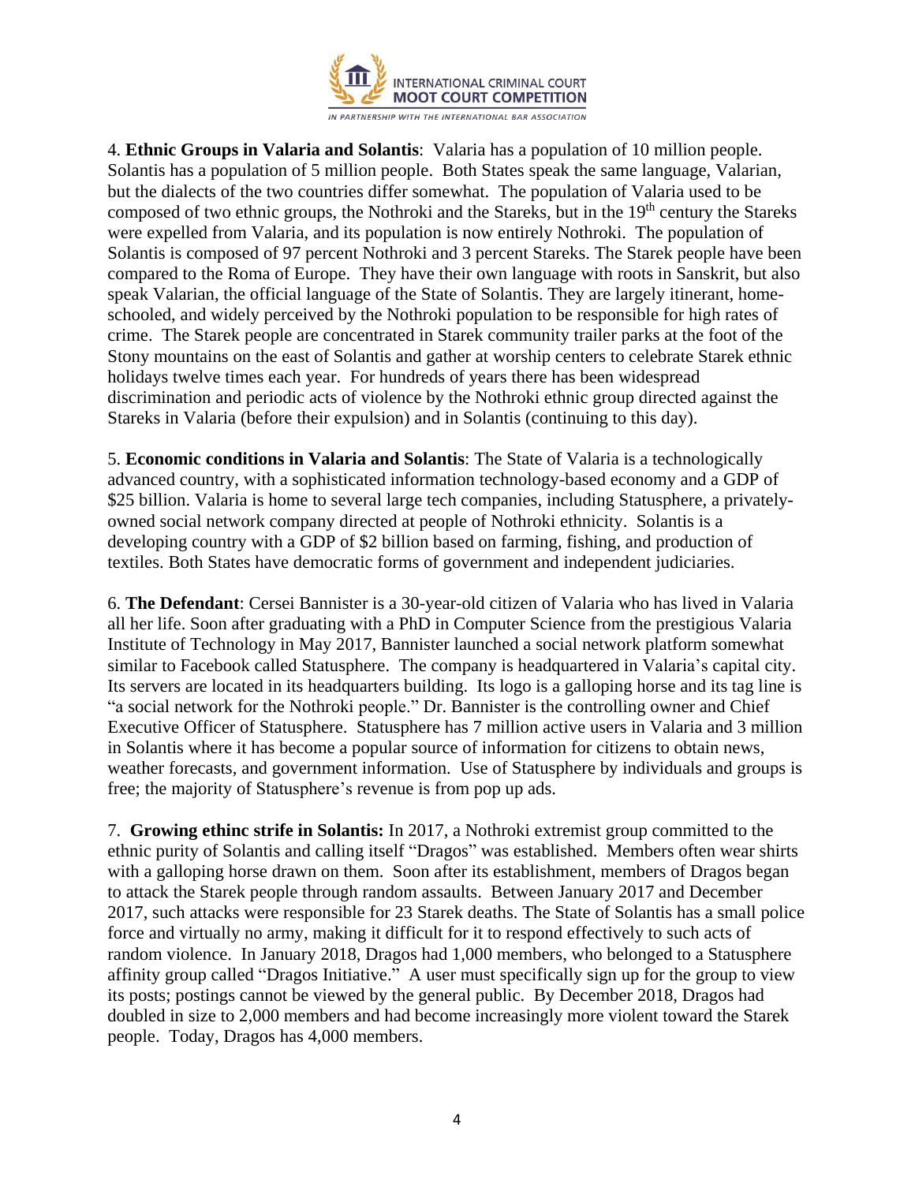4. **Ethnic Groups in Valaria and Solantis**: Valaria has a population of 10 million people. Solantis has a population of 5 million people. Both States speak the same language, Valarian, but the dialects of the two countries differ somewhat. The population of Valaria used to be composed of two ethnic groups, the Nothroki and the Stareks, but in the 19th century the Stareks were expelled from Valaria, and its population is now entirely Nothroki. The population of Solantis is composed of 97 percent Nothroki and 3 percent Stareks. The Starek people have been compared to the Roma of Europe. They have their own language with roots in Sanskrit, but also speak Valarian, the official language of the State of Solantis. They are largely itinerant, home-schooled, and widely perceived by the Nothroki population to be responsible for high rates of crime. The Starek people are concentrated in Starek community trailer parks at the foot of the Stony mountains on the east of Solantis and gather at worship centers to celebrate Starek ethnic holidays twelve times each year. For hundreds of years there has been widespread discrimination and periodic acts of violence by the Nothroki ethnic group directed against the Stareks in Valaria (before their expulsion) and in Solantis (continuing to this day).

5. **Economic conditions in Valaria and Solantis**: The State of Valaria is a technologically advanced country, with a sophisticated information technology-based economy and a GDP of $25 billion. Valaria is home to several large tech companies, including Statusphere, a privately-owned social network company directed at people of Nothroki ethnicity. Solantis is a developing country with a GDP of $2 billion based on farming, fishing, and production of textiles. Both States have democratic forms of government and independent judiciaries.

6. **The Defendant**: Cersei Bannister is a 30-year-old citizen of Valaria who has lived in Valaria all her life. Soon after graduating with a PhD in Computer Science from the prestigious Valaria Institute of Technology in May 2017, Bannister launched a social network platform somewhat similar to Facebook called Statusphere. The company is headquartered in Valaria's capital city. Its servers are located in its headquarters building. Its logo is a galloping horse and its tag line is "a social network for the Nothroki people." Dr. Bannister is the controlling owner and Chief Executive Officer of Statusphere. Statusphere has 7 million active users in Valaria and 3 million in Solantis where it has become a popular source of information for citizens to obtain news, weather forecasts, and government information. Use of Statusphere by individuals and groups is free; the majority of Statusphere's revenue is from pop up ads.

7. **Growing ethinc strife in Solantis:** In 2017, a Nothroki extremist group committed to the ethnic purity of Solantis and calling itself "Dragos" was established. Members often wear shirts with a galloping horse drawn on them. Soon after its establishment, members of Dragos began to attack the Starek people through random assaults. Between January 2017 and December 2017, such attacks were responsible for 23 Starek deaths. The State of Solantis has a small police force and virtually no army, making it difficult for it to respond effectively to such acts of random violence. In January 2018, Dragos had 1,000 members, who belonged to a Statusphere affinity group called "Dragos Initiative." A user must specifically sign up for the group to view its posts; postings cannot be viewed by the general public. By December 2018, Dragos had doubled in size to 2,000 members and had become increasingly more violent toward the Starek people. Today, Dragos has 4,000 members.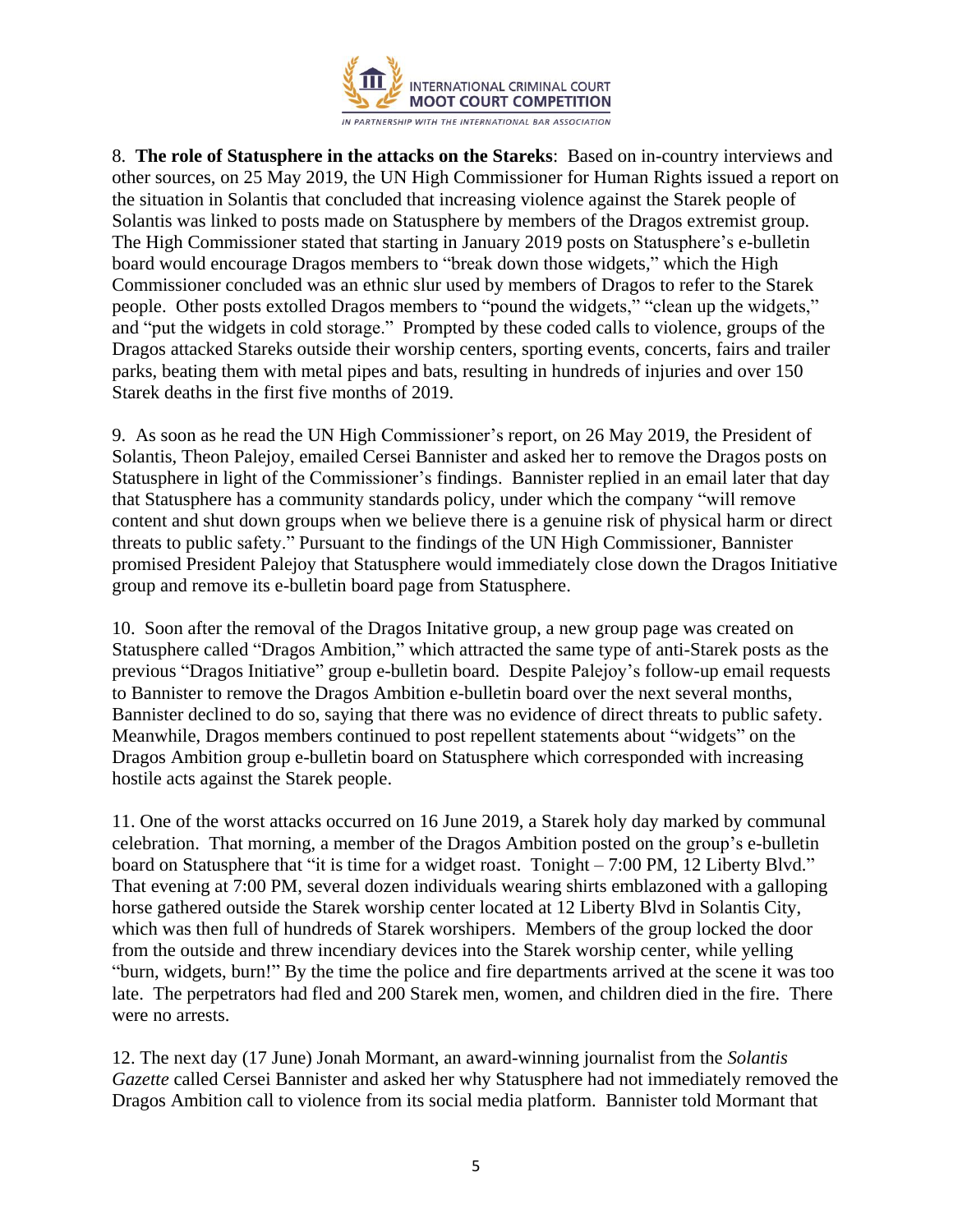8. **The role of Statusphere in the attacks on the Stareks**: Based on in-country interviews and other sources, on 25 May 2019, the UN High Commissioner for Human Rights issued a report on the situation in Solantis that concluded that increasing violence against the Starek people of Solantis was linked to posts made on Statusphere by members of the Dragos extremist group. The High Commissioner stated that starting in January 2019 posts on Statusphere's e-bulletin board would encourage Dragos members to "break down those widgets," which the High Commissioner concluded was an ethnic slur used by members of Dragos to refer to the Starek people. Other posts extolled Dragos members to "pound the widgets," "clean up the widgets," and "put the widgets in cold storage." Prompted by these coded calls to violence, groups of the Dragos attacked Stareks outside their worship centers, sporting events, concerts, fairs and trailer parks, beating them with metal pipes and bats, resulting in hundreds of injuries and over 150 Starek deaths in the first five months of 2019.

9. As soon as he read the UN High Commissioner's report, on 26 May 2019, the President of Solantis, Theon Palejoy, emailed Cersei Bannister and asked her to remove the Dragos posts on Statusphere in light of the Commissioner's findings. Bannister replied in an email later that day that Statusphere has a community standards policy, under which the company "will remove content and shut down groups when we believe there is a genuine risk of physical harm or direct threats to public safety." Pursuant to the findings of the UN High Commissioner, Bannister promised President Palejoy that Statusphere would immediately close down the Dragos Initiative group and remove its e-bulletin board page from Statusphere.

10. Soon after the removal of the Dragos Initative group, a new group page was created on Statusphere called "Dragos Ambition," which attracted the same type of anti-Starek posts as the previous "Dragos Initiative" group e-bulletin board. Despite Palejoy's follow-up email requests to Bannister to remove the Dragos Ambition e-bulletin board over the next several months, Bannister declined to do so, saying that there was no evidence of direct threats to public safety. Meanwhile, Dragos members continued to post repellent statements about "widgets" on the Dragos Ambition group e-bulletin board on Statusphere which corresponded with increasing hostile acts against the Starek people.

11. One of the worst attacks occurred on 16 June 2019, a Starek holy day marked by communal celebration. That morning, a member of the Dragos Ambition posted on the group's e-bulletin board on Statusphere that "it is time for a widget roast. Tonight – 7:00 PM, 12 Liberty Blvd." That evening at 7:00 PM, several dozen individuals wearing shirts emblazoned with a galloping horse gathered outside the Starek worship center located at 12 Liberty Blvd in Solantis City, which was then full of hundreds of Starek worshipers. Members of the group locked the door from the outside and threw incendiary devices into the Starek worship center, while yelling "burn, widgets, burn!" By the time the police and fire departments arrived at the scene it was too late. The perpetrators had fled and 200 Starek men, women, and children died in the fire. There were no arrests.

12. The next day (17 June) Jonah Mormant, an award-winning journalist from the *Solantis Gazette* called Cersei Bannister and asked her why Statusphere had not immediately removed the Dragos Ambition call to violence from its social media platform. Bannister told Mormant that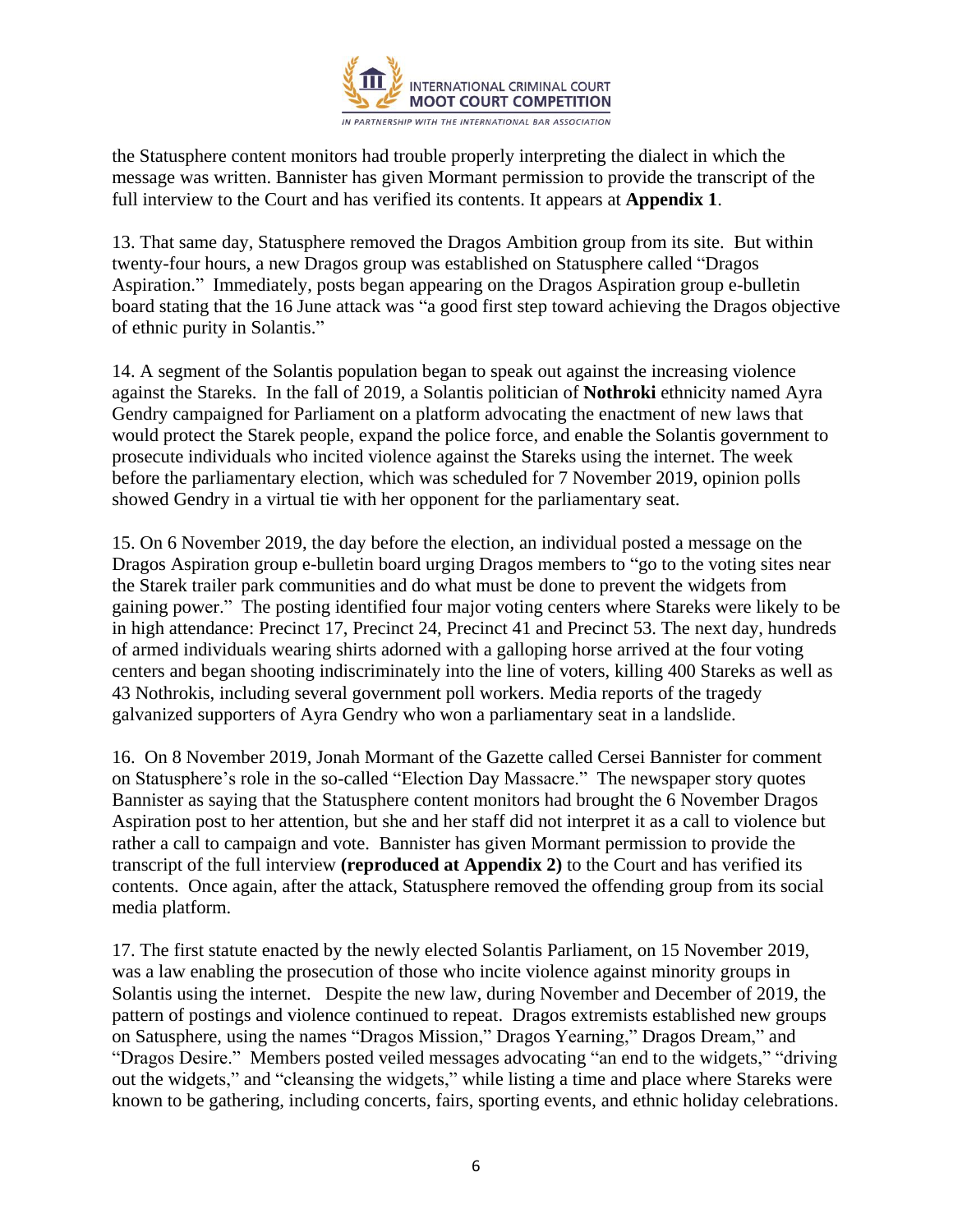the Statusphere content monitors had trouble properly interpreting the dialect in which the message was written. Bannister has given Mormant permission to provide the transcript of the full interview to the Court and has verified its contents. It appears at **Appendix 1**.

13. That same day, Statusphere removed the Dragos Ambition group from its site. But within twenty-four hours, a new Dragos group was established on Statusphere called "Dragos Aspiration." Immediately, posts began appearing on the Dragos Aspiration group e-bulletin board stating that the 16 June attack was "a good first step toward achieving the Dragos objective of ethnic purity in Solantis."

14. A segment of the Solantis population began to speak out against the increasing violence against the Stareks. In the fall of 2019, a Solantis politician of **Nothroki** ethnicity named Ayra Gendry campaigned for Parliament on a platform advocating the enactment of new laws that would protect the Starek people, expand the police force, and enable the Solantis government to prosecute individuals who incited violence against the Stareks using the internet. The week before the parliamentary election, which was scheduled for 7 November 2019, opinion polls showed Gendry in a virtual tie with her opponent for the parliamentary seat.

15. On 6 November 2019, the day before the election, an individual posted a message on the Dragos Aspiration group e-bulletin board urging Dragos members to "go to the voting sites near the Starek trailer park communities and do what must be done to prevent the widgets from gaining power." The posting identified four major voting centers where Stareks were likely to be in high attendance: Precinct 17, Precinct 24, Precinct 41 and Precinct 53. The next day, hundreds of armed individuals wearing shirts adorned with a galloping horse arrived at the four voting centers and began shooting indiscriminately into the line of voters, killing 400 Stareks as well as 43 Nothrokis, including several government poll workers. Media reports of the tragedy galvanized supporters of Ayra Gendry who won a parliamentary seat in a landslide.

16. On 8 November 2019, Jonah Mormant of the Gazette called Cersei Bannister for comment on Statusphere's role in the so-called "Election Day Massacre." The newspaper story quotes Bannister as saying that the Statusphere content monitors had brought the 6 November Dragos Aspiration post to her attention, but she and her staff did not interpret it as a call to violence but rather a call to campaign and vote. Bannister has given Mormant permission to provide the transcript of the full interview **(reproduced at Appendix 2)** to the Court and has verified its contents. Once again, after the attack, Statusphere removed the offending group from its social media platform.

17. The first statute enacted by the newly elected Solantis Parliament, on 15 November 2019, was a law enabling the prosecution of those who incite violence against minority groups in Solantis using the internet. Despite the new law, during November and December of 2019, the pattern of postings and violence continued to repeat. Dragos extremists established new groups on Satusphere, using the names "Dragos Mission," Dragos Yearning," Dragos Dream," and "Dragos Desire." Members posted veiled messages advocating "an end to the widgets," "driving out the widgets," and "cleansing the widgets," while listing a time and place where Stareks were known to be gathering, including concerts, fairs, sporting events, and ethnic holiday celebrations.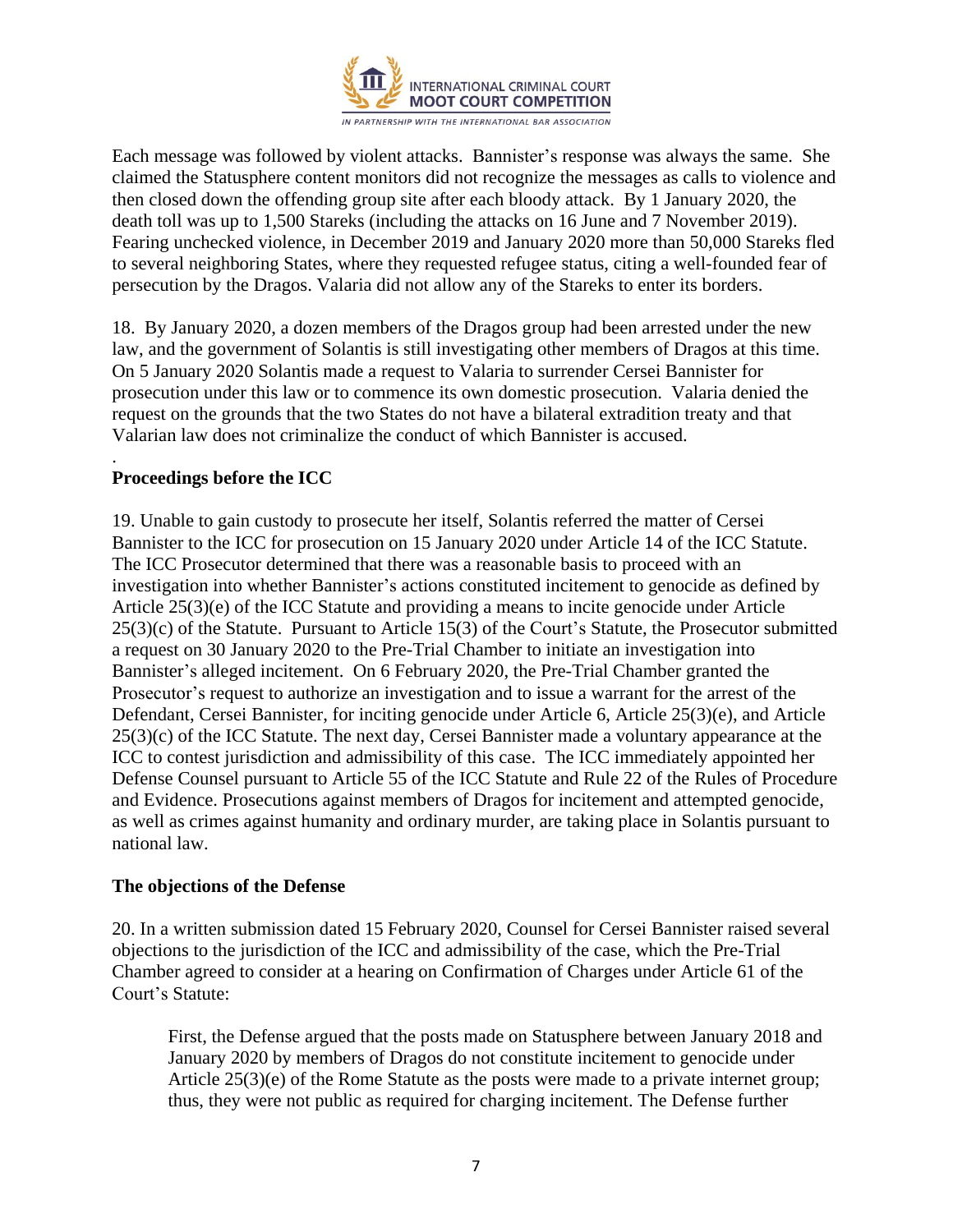Each message was followed by violent attacks. Bannister's response was always the same. She claimed the Statusphere content monitors did not recognize the messages as calls to violence and then closed down the offending group site after each bloody attack. By 1 January 2020, the death toll was up to 1,500 Stareks (including the attacks on 16 June and 7 November 2019). Fearing unchecked violence, in December 2019 and January 2020 more than 50,000 Stareks fled to several neighboring States, where they requested refugee status, citing a well-founded fear of persecution by the Dragos. Valaria did not allow any of the Stareks to enter its borders.

18. By January 2020, a dozen members of the Dragos group had been arrested under the new law, and the government of Solantis is still investigating other members of Dragos at this time. On 5 January 2020 Solantis made a request to Valaria to surrender Cersei Bannister for prosecution under this law or to commence its own domestic prosecution. Valaria denied the request on the grounds that the two States do not have a bilateral extradition treaty and that Valarian law does not criminalize the conduct of which Bannister is accused.

.

**Proceedings before the ICC**

19. Unable to gain custody to prosecute her itself, Solantis referred the matter of Cersei Bannister to the ICC for prosecution on 15 January 2020 under Article 14 of the ICC Statute. The ICC Prosecutor determined that there was a reasonable basis to proceed with an investigation into whether Bannister's actions constituted incitement to genocide as defined by Article 25(3)(e) of the ICC Statute and providing a means to incite genocide under Article 25(3)(c) of the Statute. Pursuant to Article 15(3) of the Court's Statute, the Prosecutor submitted a request on 30 January 2020 to the Pre-Trial Chamber to initiate an investigation into Bannister's alleged incitement. On 6 February 2020, the Pre-Trial Chamber granted the Prosecutor's request to authorize an investigation and to issue a warrant for the arrest of the Defendant, Cersei Bannister, for inciting genocide under Article 6, Article 25(3)(e), and Article 25(3)(c) of the ICC Statute. The next day, Cersei Bannister made a voluntary appearance at the ICC to contest jurisdiction and admissibility of this case. The ICC immediately appointed her Defense Counsel pursuant to Article 55 of the ICC Statute and Rule 22 of the Rules of Procedure and Evidence. Prosecutions against members of Dragos for incitement and attempted genocide, as well as crimes against humanity and ordinary murder, are taking place in Solantis pursuant to national law.

**The objections of the Defense**

20. In a written submission dated 15 February 2020, Counsel for Cersei Bannister raised several objections to the jurisdiction of the ICC and admissibility of the case, which the Pre-Trial Chamber agreed to consider at a hearing on Confirmation of Charges under Article 61 of the Court's Statute:

> First, the Defense argued that the posts made on Statusphere between January 2018 and January 2020 by members of Dragos do not constitute incitement to genocide under Article 25(3)(e) of the Rome Statute as the posts were made to a private internet group; thus, they were not public as required for charging incitement. The Defense further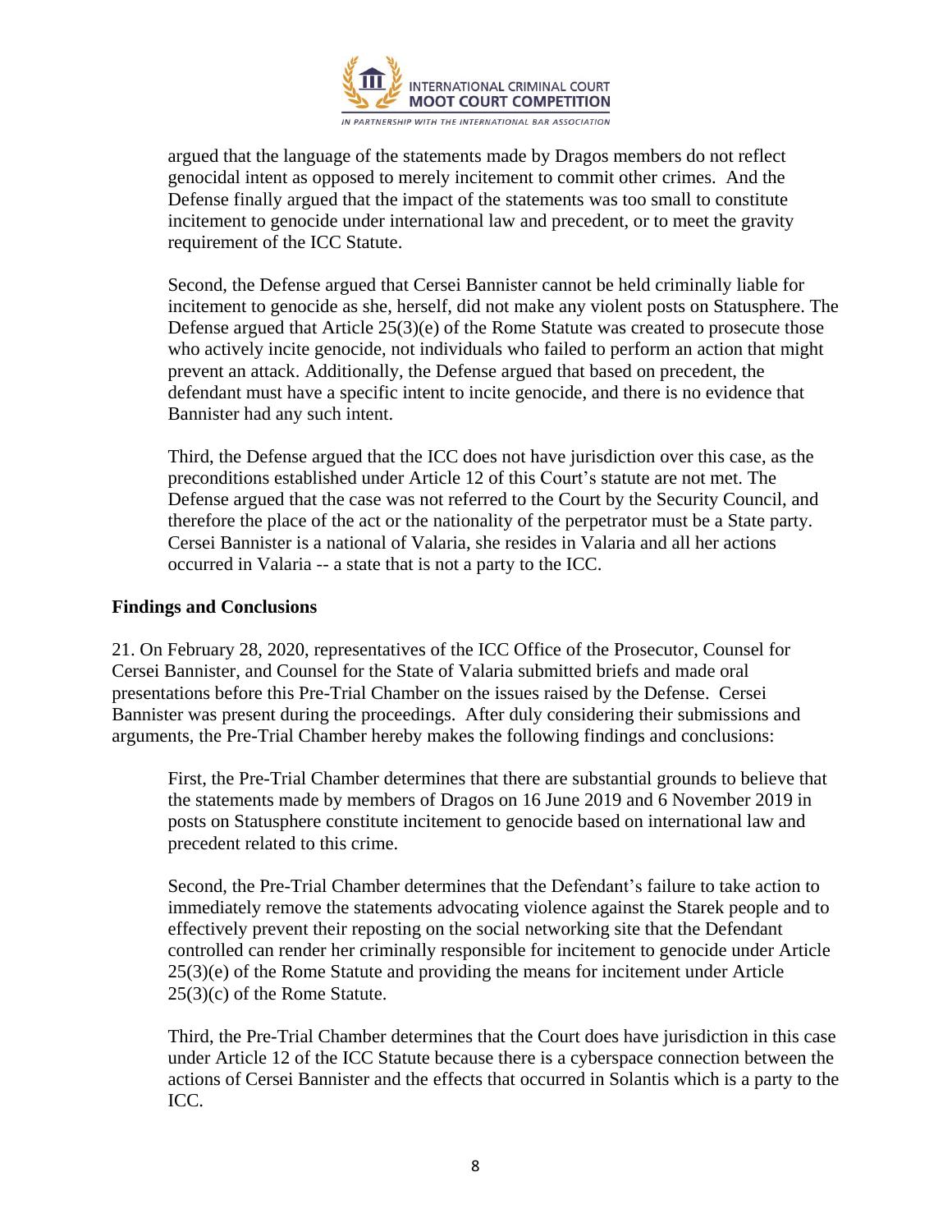argued that the language of the statements made by Dragos members do not reflect genocidal intent as opposed to merely incitement to commit other crimes. And the Defense finally argued that the impact of the statements was too small to constitute incitement to genocide under international law and precedent, or to meet the gravity requirement of the ICC Statute.

Second, the Defense argued that Cersei Bannister cannot be held criminally liable for incitement to genocide as she, herself, did not make any violent posts on Statusphere. The Defense argued that Article 25(3)(e) of the Rome Statute was created to prosecute those who actively incite genocide, not individuals who failed to perform an action that might prevent an attack. Additionally, the Defense argued that based on precedent, the defendant must have a specific intent to incite genocide, and there is no evidence that Bannister had any such intent.

Third, the Defense argued that the ICC does not have jurisdiction over this case, as the preconditions established under Article 12 of this Court's statute are not met. The Defense argued that the case was not referred to the Court by the Security Council, and therefore the place of the act or the nationality of the perpetrator must be a State party. Cersei Bannister is a national of Valaria, she resides in Valaria and all her actions occurred in Valaria -- a state that is not a party to the ICC.

**Findings and Conclusions**

21. On February 28, 2020, representatives of the ICC Office of the Prosecutor, Counsel for Cersei Bannister, and Counsel for the State of Valaria submitted briefs and made oral presentations before this Pre-Trial Chamber on the issues raised by the Defense. Cersei Bannister was present during the proceedings. After duly considering their submissions and arguments, the Pre-Trial Chamber hereby makes the following findings and conclusions:

First, the Pre-Trial Chamber determines that there are substantial grounds to believe that the statements made by members of Dragos on 16 June 2019 and 6 November 2019 in posts on Statusphere constitute incitement to genocide based on international law and precedent related to this crime.

Second, the Pre-Trial Chamber determines that the Defendant's failure to take action to immediately remove the statements advocating violence against the Starek people and to effectively prevent their reposting on the social networking site that the Defendant controlled can render her criminally responsible for incitement to genocide under Article 25(3)(e) of the Rome Statute and providing the means for incitement under Article 25(3)(c) of the Rome Statute.

Third, the Pre-Trial Chamber determines that the Court does have jurisdiction in this case under Article 12 of the ICC Statute because there is a cyberspace connection between the actions of Cersei Bannister and the effects that occurred in Solantis which is a party to the ICC.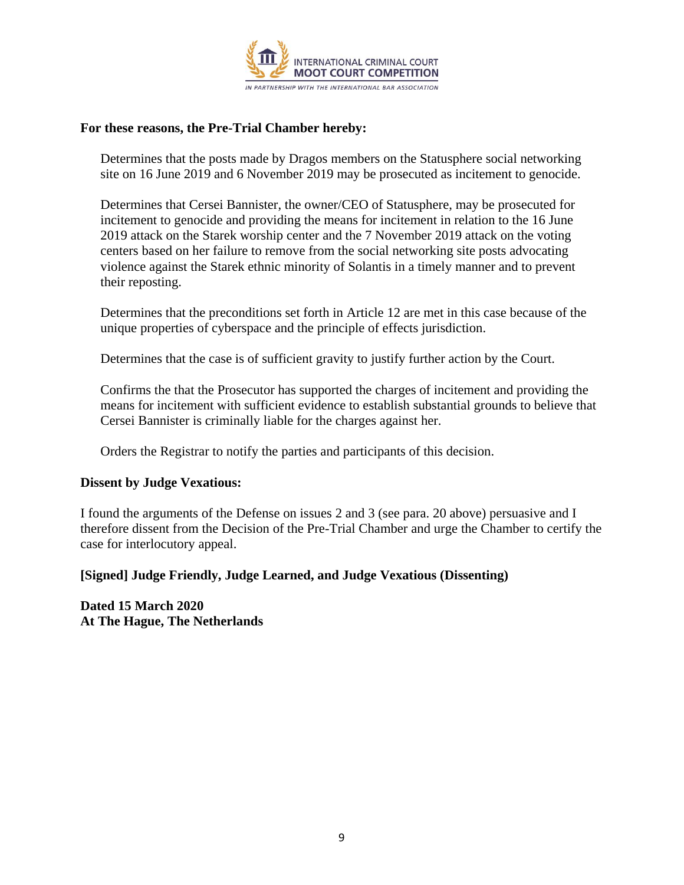**For these reasons, the Pre-Trial Chamber hereby:**

Determines that the posts made by Dragos members on the Statusphere social networking site on 16 June 2019 and 6 November 2019 may be prosecuted as incitement to genocide.

Determines that Cersei Bannister, the owner/CEO of Statusphere, may be prosecuted for incitement to genocide and providing the means for incitement in relation to the 16 June 2019 attack on the Starek worship center and the 7 November 2019 attack on the voting centers based on her failure to remove from the social networking site posts advocating violence against the Starek ethnic minority of Solantis in a timely manner and to prevent their reposting.

Determines that the preconditions set forth in Article 12 are met in this case because of the unique properties of cyberspace and the principle of effects jurisdiction.

Determines that the case is of sufficient gravity to justify further action by the Court.

Confirms the that the Prosecutor has supported the charges of incitement and providing the means for incitement with sufficient evidence to establish substantial grounds to believe that Cersei Bannister is criminally liable for the charges against her.

Orders the Registrar to notify the parties and participants of this decision.

**Dissent by Judge Vexatious:**

I found the arguments of the Defense on issues 2 and 3 (see para. 20 above) persuasive and I therefore dissent from the Decision of the Pre-Trial Chamber and urge the Chamber to certify the case for interlocutory appeal.

**[Signed] Judge Friendly, Judge Learned, and Judge Vexatious (Dissenting)**

**Dated 15 March 2020**
**At The Hague, The Netherlands**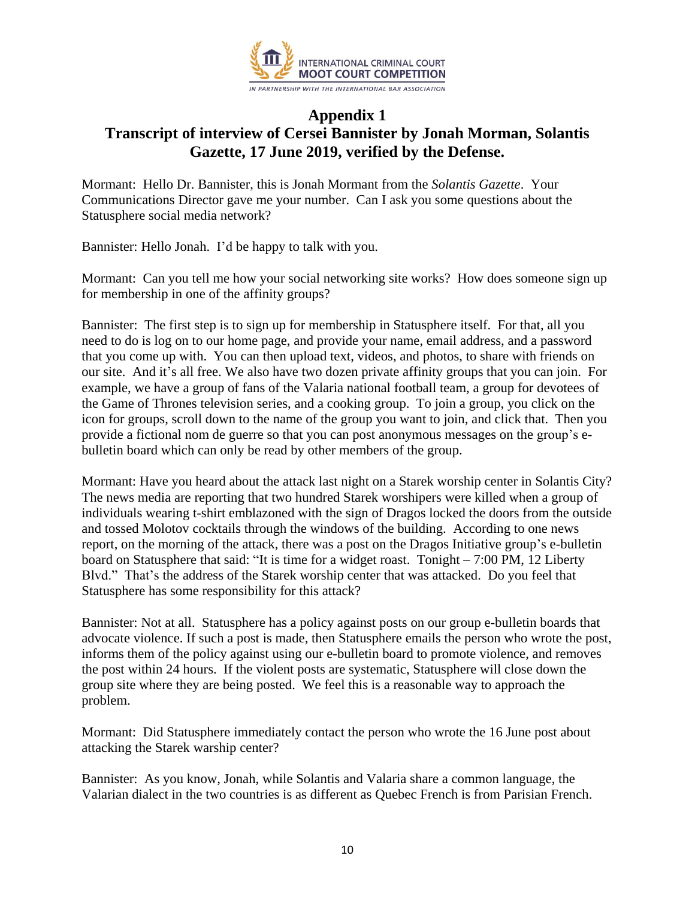## Appendix 1
## Transcript of interview of Cersei Bannister by Jonah Morman, Solantis Gazette, 17 June 2019, verified by the Defense.

Mormant: Hello Dr. Bannister, this is Jonah Mormant from the *Solantis Gazette*. Your Communications Director gave me your number. Can I ask you some questions about the Statusphere social media network?

Bannister: Hello Jonah. I'd be happy to talk with you.

Mormant: Can you tell me how your social networking site works? How does someone sign up for membership in one of the affinity groups?

Bannister: The first step is to sign up for membership in Statusphere itself. For that, all you need to do is log on to our home page, and provide your name, email address, and a password that you come up with. You can then upload text, videos, and photos, to share with friends on our site. And it's all free. We also have two dozen private affinity groups that you can join. For example, we have a group of fans of the Valaria national football team, a group for devotees of the Game of Thrones television series, and a cooking group. To join a group, you click on the icon for groups, scroll down to the name of the group you want to join, and click that. Then you provide a fictional nom de guerre so that you can post anonymous messages on the group's e-bulletin board which can only be read by other members of the group.

Mormant: Have you heard about the attack last night on a Starek worship center in Solantis City? The news media are reporting that two hundred Starek worshipers were killed when a group of individuals wearing t-shirt emblazoned with the sign of Dragos locked the doors from the outside and tossed Molotov cocktails through the windows of the building. According to one news report, on the morning of the attack, there was a post on the Dragos Initiative group's e-bulletin board on Statusphere that said: "It is time for a widget roast. Tonight – 7:00 PM, 12 Liberty Blvd." That's the address of the Starek worship center that was attacked. Do you feel that Statusphere has some responsibility for this attack?

Bannister: Not at all. Statusphere has a policy against posts on our group e-bulletin boards that advocate violence. If such a post is made, then Statusphere emails the person who wrote the post, informs them of the policy against using our e-bulletin board to promote violence, and removes the post within 24 hours. If the violent posts are systematic, Statusphere will close down the group site where they are being posted. We feel this is a reasonable way to approach the problem.

Mormant: Did Statusphere immediately contact the person who wrote the 16 June post about attacking the Starek warship center?

Bannister: As you know, Jonah, while Solantis and Valaria share a common language, the Valarian dialect in the two countries is as different as Quebec French is from Parisian French.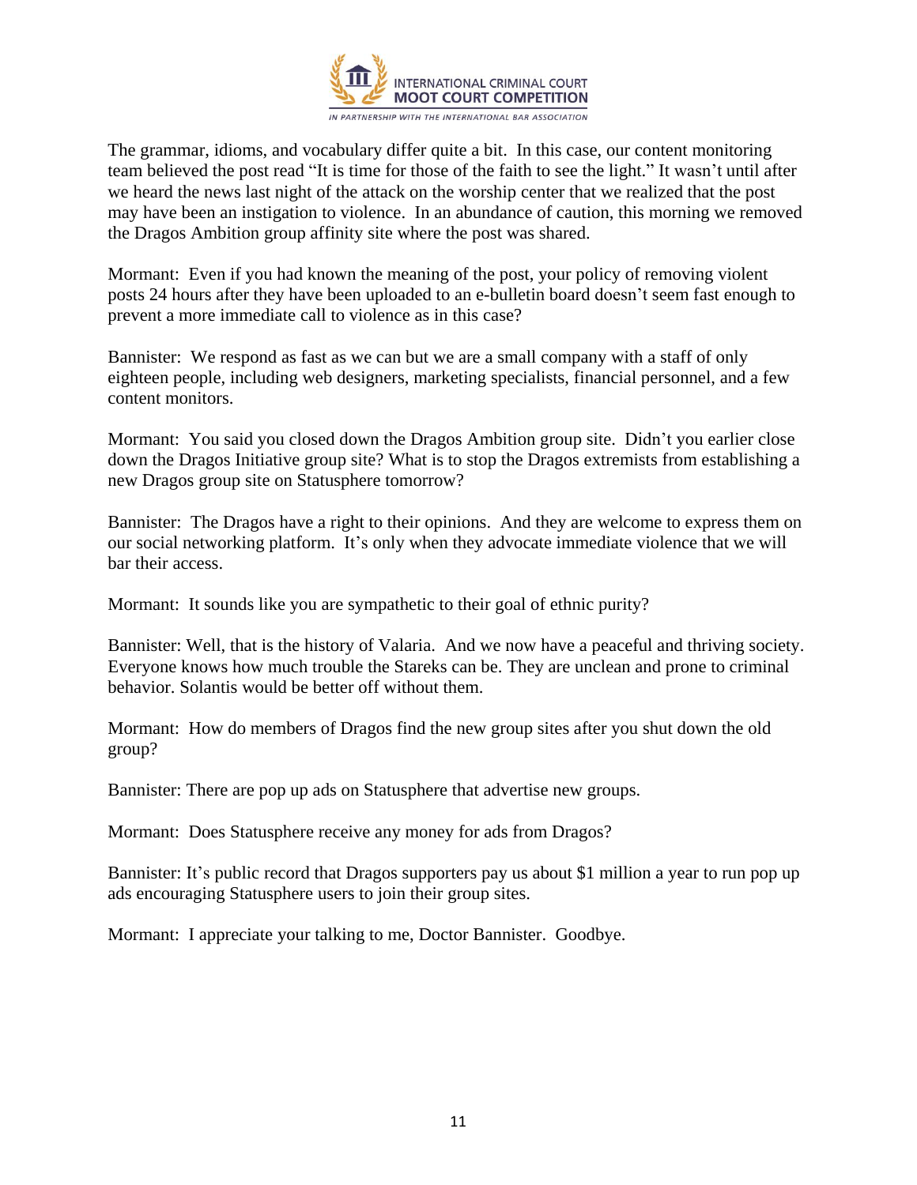The grammar, idioms, and vocabulary differ quite a bit. In this case, our content monitoring team believed the post read "It is time for those of the faith to see the light." It wasn't until after we heard the news last night of the attack on the worship center that we realized that the post may have been an instigation to violence. In an abundance of caution, this morning we removed the Dragos Ambition group affinity site where the post was shared.

Mormant: Even if you had known the meaning of the post, your policy of removing violent posts 24 hours after they have been uploaded to an e-bulletin board doesn't seem fast enough to prevent a more immediate call to violence as in this case?

Bannister: We respond as fast as we can but we are a small company with a staff of only eighteen people, including web designers, marketing specialists, financial personnel, and a few content monitors.

Mormant: You said you closed down the Dragos Ambition group site. Didn't you earlier close down the Dragos Initiative group site? What is to stop the Dragos extremists from establishing a new Dragos group site on Statusphere tomorrow?

Bannister: The Dragos have a right to their opinions. And they are welcome to express them on our social networking platform. It's only when they advocate immediate violence that we will bar their access.

Mormant: It sounds like you are sympathetic to their goal of ethnic purity?

Bannister: Well, that is the history of Valaria. And we now have a peaceful and thriving society. Everyone knows how much trouble the Stareks can be. They are unclean and prone to criminal behavior. Solantis would be better off without them.

Mormant: How do members of Dragos find the new group sites after you shut down the old group?

Bannister: There are pop up ads on Statusphere that advertise new groups.

Mormant: Does Statusphere receive any money for ads from Dragos?

Bannister: It's public record that Dragos supporters pay us about $1 million a year to run pop up ads encouraging Statusphere users to join their group sites.

Mormant: I appreciate your talking to me, Doctor Bannister. Goodbye.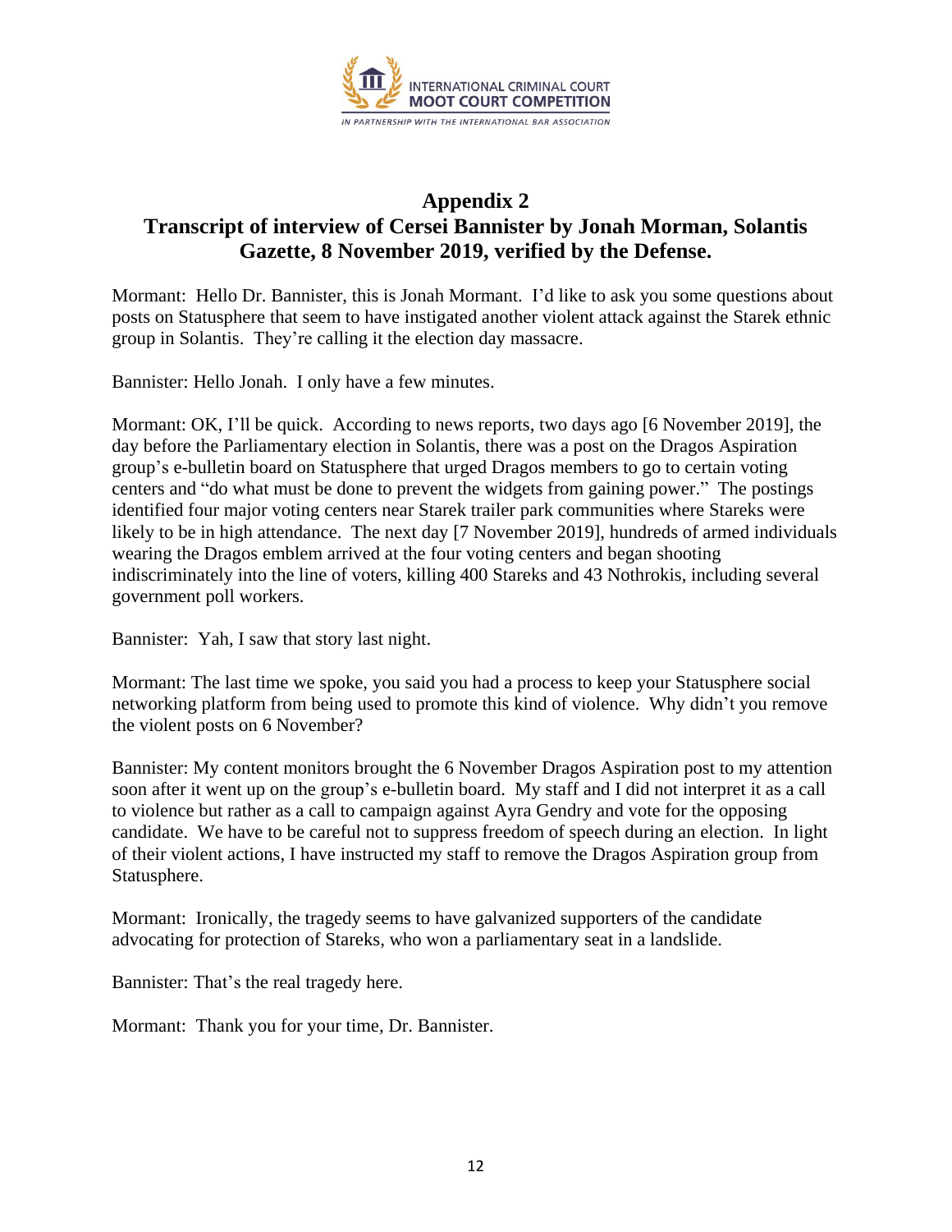## Appendix 2

## Transcript of interview of Cersei Bannister by Jonah Morman, Solantis Gazette, 8 November 2019, verified by the Defense.

Mormant: Hello Dr. Bannister, this is Jonah Mormant. I'd like to ask you some questions about posts on Statusphere that seem to have instigated another violent attack against the Starek ethnic group in Solantis. They're calling it the election day massacre.

Bannister: Hello Jonah. I only have a few minutes.

Mormant: OK, I'll be quick. According to news reports, two days ago [6 November 2019], the day before the Parliamentary election in Solantis, there was a post on the Dragos Aspiration group's e-bulletin board on Statusphere that urged Dragos members to go to certain voting centers and "do what must be done to prevent the widgets from gaining power." The postings identified four major voting centers near Starek trailer park communities where Stareks were likely to be in high attendance. The next day [7 November 2019], hundreds of armed individuals wearing the Dragos emblem arrived at the four voting centers and began shooting indiscriminately into the line of voters, killing 400 Stareks and 43 Nothrokis, including several government poll workers.

Bannister: Yah, I saw that story last night.

Mormant: The last time we spoke, you said you had a process to keep your Statusphere social networking platform from being used to promote this kind of violence. Why didn't you remove the violent posts on 6 November?

Bannister: My content monitors brought the 6 November Dragos Aspiration post to my attention soon after it went up on the group's e-bulletin board. My staff and I did not interpret it as a call to violence but rather as a call to campaign against Ayra Gendry and vote for the opposing candidate. We have to be careful not to suppress freedom of speech during an election. In light of their violent actions, I have instructed my staff to remove the Dragos Aspiration group from Statusphere.

Mormant: Ironically, the tragedy seems to have galvanized supporters of the candidate advocating for protection of Stareks, who won a parliamentary seat in a landslide.

Bannister: That's the real tragedy here.

Mormant: Thank you for your time, Dr. Bannister.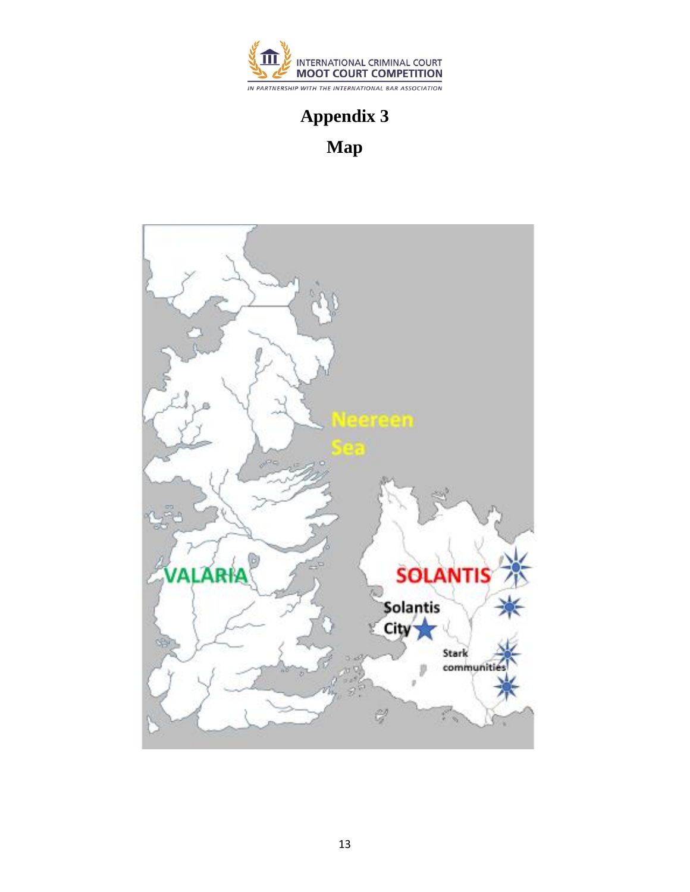# Appendix 3

## Map

Neereen Sea

VALARIA

SOLANTIS

Solantis City

Stark communities